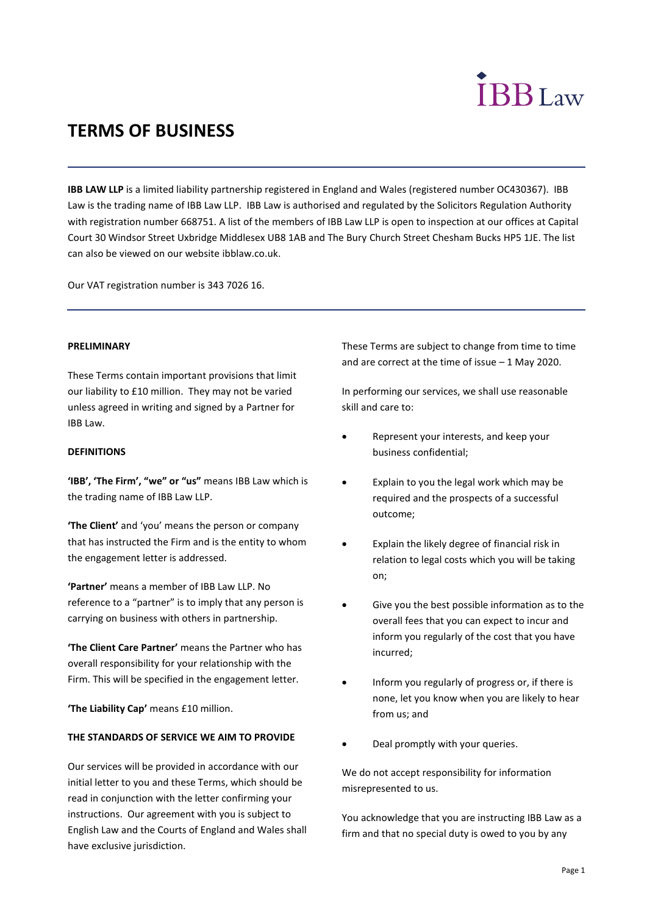IBB Law

# TERMS OF BUSINESS

**IBB LAW LLP** is a limited liability partnership registered in England and Wales (registered number OC430367). IBB Law is the trading name of IBB Law LLP. IBB Law is authorised and regulated by the Solicitors Regulation Authority with registration number 668751. A list of the members of IBB Law LLP is open to inspection at our offices at Capital Court 30 Windsor Street Uxbridge Middlesex UB8 1AB and The Bury Church Street Chesham Bucks HP5 1JE. The list can also be viewed on our website ibblaw.co.uk.

Our VAT registration number is 343 7026 16.

## PRELIMINARY

These Terms contain important provisions that limit our liability to £10 million. They may not be varied unless agreed in writing and signed by a Partner for IBB Law.

## DEFINITIONS

**'IBB', 'The Firm', "we" or "us"** means IBB Law which is the trading name of IBB Law LLP.

**'The Client'** and 'you' means the person or company that has instructed the Firm and is the entity to whom the engagement letter is addressed.

**'Partner'** means a member of IBB Law LLP. No reference to a "partner" is to imply that any person is carrying on business with others in partnership.

**'The Client Care Partner'** means the Partner who has overall responsibility for your relationship with the Firm. This will be specified in the engagement letter.

**'The Liability Cap'** means £10 million.

## THE STANDARDS OF SERVICE WE AIM TO PROVIDE

Our services will be provided in accordance with our initial letter to you and these Terms, which should be read in conjunction with the letter confirming your instructions. Our agreement with you is subject to English Law and the Courts of England and Wales shall have exclusive jurisdiction.

These Terms are subject to change from time to time and are correct at the time of issue – 1 May 2020.

In performing our services, we shall use reasonable skill and care to:

- Represent your interests, and keep your business confidential;
- Explain to you the legal work which may be required and the prospects of a successful outcome;
- Explain the likely degree of financial risk in relation to legal costs which you will be taking on;
- Give you the best possible information as to the overall fees that you can expect to incur and inform you regularly of the cost that you have incurred;
- Inform you regularly of progress or, if there is none, let you know when you are likely to hear from us; and
- Deal promptly with your queries.

We do not accept responsibility for information misrepresented to us.

You acknowledge that you are instructing IBB Law as a firm and that no special duty is owed to you by any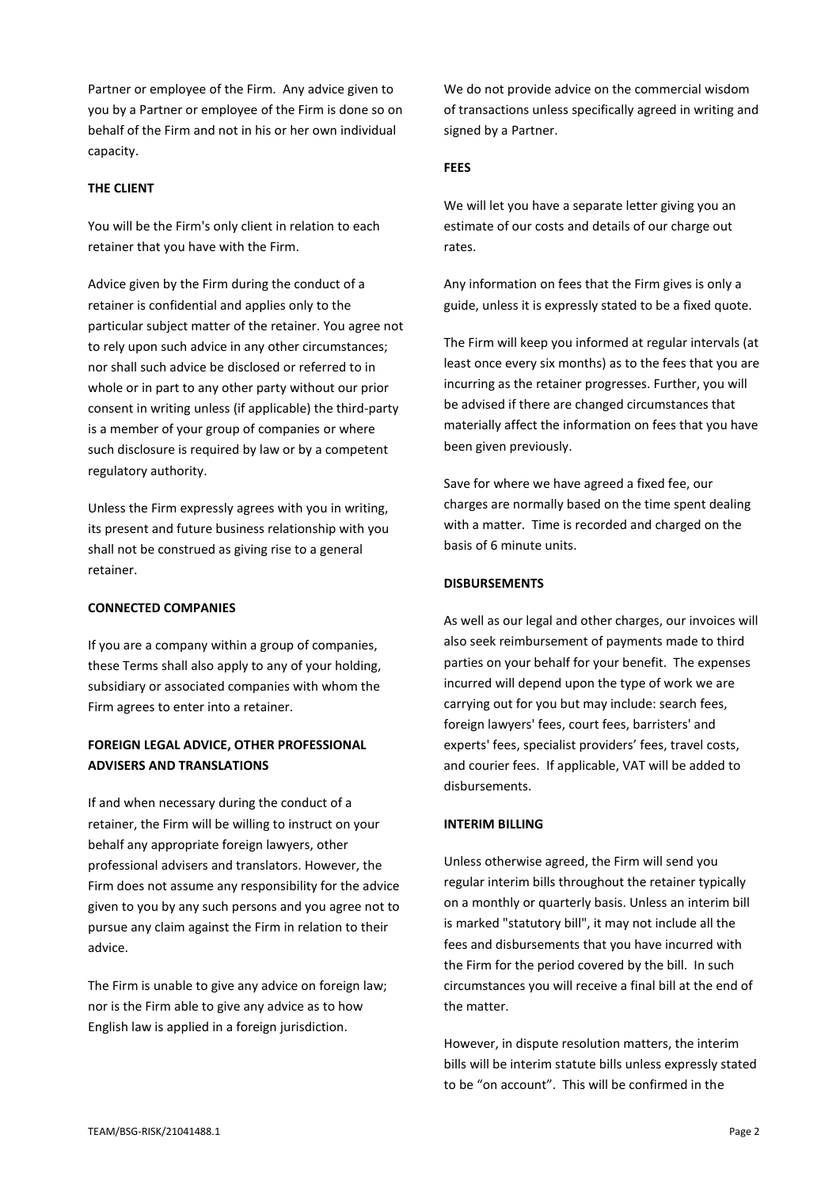Partner or employee of the Firm. Any advice given to you by a Partner or employee of the Firm is done so on behalf of the Firm and not in his or her own individual capacity.

**THE CLIENT**

You will be the Firm's only client in relation to each retainer that you have with the Firm.

Advice given by the Firm during the conduct of a retainer is confidential and applies only to the particular subject matter of the retainer. You agree not to rely upon such advice in any other circumstances; nor shall such advice be disclosed or referred to in whole or in part to any other party without our prior consent in writing unless (if applicable) the third-party is a member of your group of companies or where such disclosure is required by law or by a competent regulatory authority.

Unless the Firm expressly agrees with you in writing, its present and future business relationship with you shall not be construed as giving rise to a general retainer.

**CONNECTED COMPANIES**

If you are a company within a group of companies, these Terms shall also apply to any of your holding, subsidiary or associated companies with whom the Firm agrees to enter into a retainer.

**FOREIGN LEGAL ADVICE, OTHER PROFESSIONAL ADVISERS AND TRANSLATIONS**

If and when necessary during the conduct of a retainer, the Firm will be willing to instruct on your behalf any appropriate foreign lawyers, other professional advisers and translators. However, the Firm does not assume any responsibility for the advice given to you by any such persons and you agree not to pursue any claim against the Firm in relation to their advice.

The Firm is unable to give any advice on foreign law; nor is the Firm able to give any advice as to how English law is applied in a foreign jurisdiction.

We do not provide advice on the commercial wisdom of transactions unless specifically agreed in writing and signed by a Partner.

**FEES**

We will let you have a separate letter giving you an estimate of our costs and details of our charge out rates.

Any information on fees that the Firm gives is only a guide, unless it is expressly stated to be a fixed quote.

The Firm will keep you informed at regular intervals (at least once every six months) as to the fees that you are incurring as the retainer progresses. Further, you will be advised if there are changed circumstances that materially affect the information on fees that you have been given previously.

Save for where we have agreed a fixed fee, our charges are normally based on the time spent dealing with a matter. Time is recorded and charged on the basis of 6 minute units.

**DISBURSEMENTS**

As well as our legal and other charges, our invoices will also seek reimbursement of payments made to third parties on your behalf for your benefit. The expenses incurred will depend upon the type of work we are carrying out for you but may include: search fees, foreign lawyers' fees, court fees, barristers' and experts' fees, specialist providers' fees, travel costs, and courier fees. If applicable, VAT will be added to disbursements.

**INTERIM BILLING**

Unless otherwise agreed, the Firm will send you regular interim bills throughout the retainer typically on a monthly or quarterly basis. Unless an interim bill is marked "statutory bill", it may not include all the fees and disbursements that you have incurred with the Firm for the period covered by the bill. In such circumstances you will receive a final bill at the end of the matter.

However, in dispute resolution matters, the interim bills will be interim statute bills unless expressly stated to be "on account". This will be confirmed in the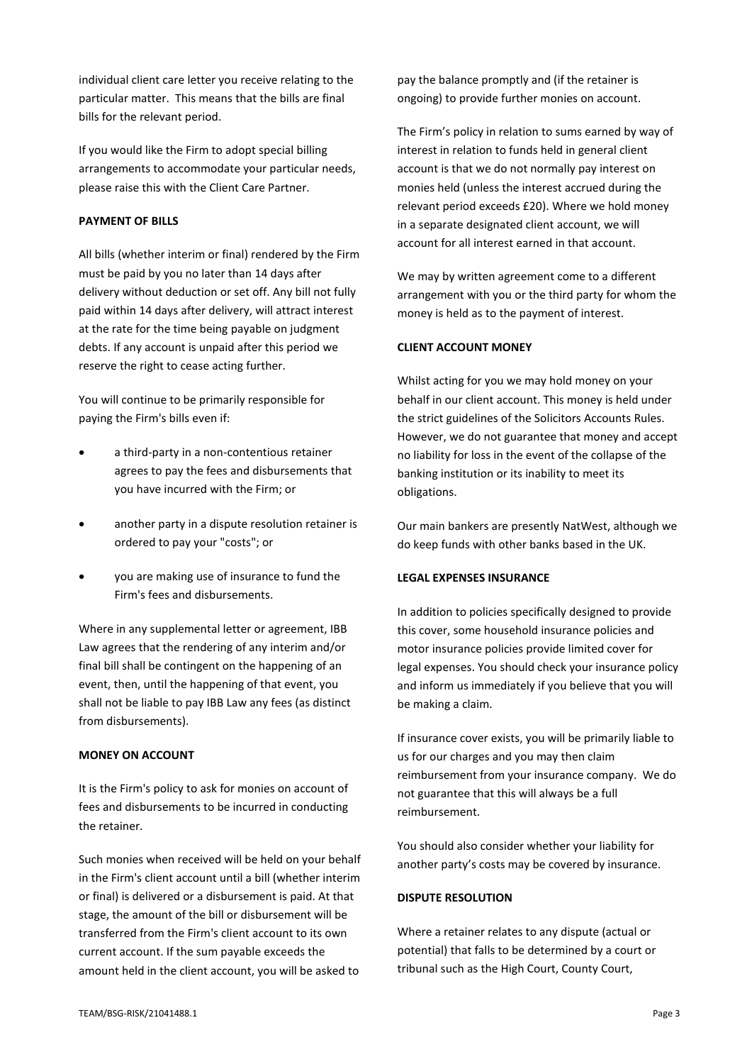individual client care letter you receive relating to the particular matter. This means that the bills are final bills for the relevant period.

If you would like the Firm to adopt special billing arrangements to accommodate your particular needs, please raise this with the Client Care Partner.

**PAYMENT OF BILLS**

All bills (whether interim or final) rendered by the Firm must be paid by you no later than 14 days after delivery without deduction or set off. Any bill not fully paid within 14 days after delivery, will attract interest at the rate for the time being payable on judgment debts. If any account is unpaid after this period we reserve the right to cease acting further.

You will continue to be primarily responsible for paying the Firm's bills even if:

- a third-party in a non-contentious retainer agrees to pay the fees and disbursements that you have incurred with the Firm; or
- another party in a dispute resolution retainer is ordered to pay your "costs"; or
- you are making use of insurance to fund the Firm's fees and disbursements.

Where in any supplemental letter or agreement, IBB Law agrees that the rendering of any interim and/or final bill shall be contingent on the happening of an event, then, until the happening of that event, you shall not be liable to pay IBB Law any fees (as distinct from disbursements).

**MONEY ON ACCOUNT**

It is the Firm's policy to ask for monies on account of fees and disbursements to be incurred in conducting the retainer.

Such monies when received will be held on your behalf in the Firm's client account until a bill (whether interim or final) is delivered or a disbursement is paid. At that stage, the amount of the bill or disbursement will be transferred from the Firm's client account to its own current account. If the sum payable exceeds the amount held in the client account, you will be asked to pay the balance promptly and (if the retainer is ongoing) to provide further monies on account.

The Firm's policy in relation to sums earned by way of interest in relation to funds held in general client account is that we do not normally pay interest on monies held (unless the interest accrued during the relevant period exceeds £20). Where we hold money in a separate designated client account, we will account for all interest earned in that account.

We may by written agreement come to a different arrangement with you or the third party for whom the money is held as to the payment of interest.

**CLIENT ACCOUNT MONEY**

Whilst acting for you we may hold money on your behalf in our client account. This money is held under the strict guidelines of the Solicitors Accounts Rules. However, we do not guarantee that money and accept no liability for loss in the event of the collapse of the banking institution or its inability to meet its obligations.

Our main bankers are presently NatWest, although we do keep funds with other banks based in the UK.

**LEGAL EXPENSES INSURANCE**

In addition to policies specifically designed to provide this cover, some household insurance policies and motor insurance policies provide limited cover for legal expenses. You should check your insurance policy and inform us immediately if you believe that you will be making a claim.

If insurance cover exists, you will be primarily liable to us for our charges and you may then claim reimbursement from your insurance company. We do not guarantee that this will always be a full reimbursement.

You should also consider whether your liability for another party's costs may be covered by insurance.

**DISPUTE RESOLUTION**

Where a retainer relates to any dispute (actual or potential) that falls to be determined by a court or tribunal such as the High Court, County Court,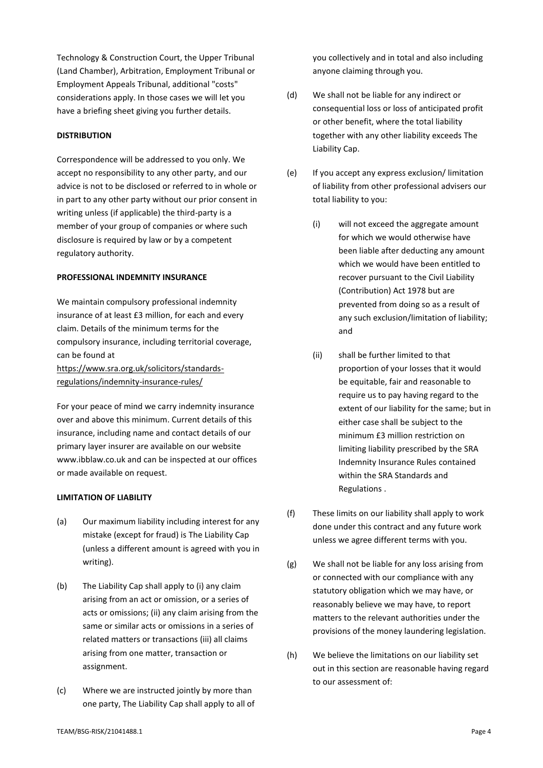Technology & Construction Court, the Upper Tribunal (Land Chamber), Arbitration, Employment Tribunal or Employment Appeals Tribunal, additional "costs" considerations apply. In those cases we will let you have a briefing sheet giving you further details.

**DISTRIBUTION**

Correspondence will be addressed to you only. We accept no responsibility to any other party, and our advice is not to be disclosed or referred to in whole or in part to any other party without our prior consent in writing unless (if applicable) the third-party is a member of your group of companies or where such disclosure is required by law or by a competent regulatory authority.

**PROFESSIONAL INDEMNITY INSURANCE**

We maintain compulsory professional indemnity insurance of at least £3 million, for each and every claim. Details of the minimum terms for the compulsory insurance, including territorial coverage, can be found at https://www.sra.org.uk/solicitors/standards-regulations/indemnity-insurance-rules/

For your peace of mind we carry indemnity insurance over and above this minimum. Current details of this insurance, including name and contact details of our primary layer insurer are available on our website www.ibblaw.co.uk and can be inspected at our offices or made available on request.

**LIMITATION OF LIABILITY**

(a) Our maximum liability including interest for any mistake (except for fraud) is The Liability Cap (unless a different amount is agreed with you in writing).

(b) The Liability Cap shall apply to (i) any claim arising from an act or omission, or a series of acts or omissions; (ii) any claim arising from the same or similar acts or omissions in a series of related matters or transactions (iii) all claims arising from one matter, transaction or assignment.

(c) Where we are instructed jointly by more than one party, The Liability Cap shall apply to all of you collectively and in total and also including anyone claiming through you.

(d) We shall not be liable for any indirect or consequential loss or loss of anticipated profit or other benefit, where the total liability together with any other liability exceeds The Liability Cap.

(e) If you accept any express exclusion/ limitation of liability from other professional advisers our total liability to you:

  (i) will not exceed the aggregate amount for which we would otherwise have been liable after deducting any amount which we would have been entitled to recover pursuant to the Civil Liability (Contribution) Act 1978 but are prevented from doing so as a result of any such exclusion/limitation of liability; and

  (ii) shall be further limited to that proportion of your losses that it would be equitable, fair and reasonable to require us to pay having regard to the extent of our liability for the same; but in either case shall be subject to the minimum £3 million restriction on limiting liability prescribed by the SRA Indemnity Insurance Rules contained within the SRA Standards and Regulations .

(f) These limits on our liability shall apply to work done under this contract and any future work unless we agree different terms with you.

(g) We shall not be liable for any loss arising from or connected with our compliance with any statutory obligation which we may have, or reasonably believe we may have, to report matters to the relevant authorities under the provisions of the money laundering legislation.

(h) We believe the limitations on our liability set out in this section are reasonable having regard to our assessment of:

TEAM/BSG-RISK/21041488.1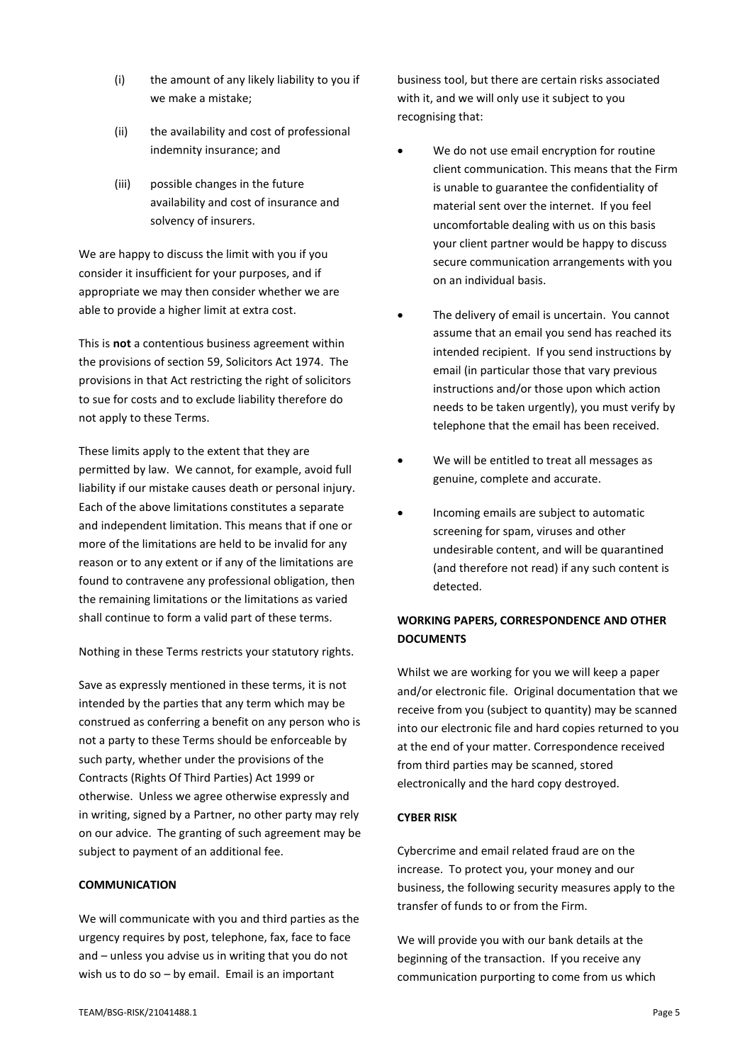(i) the amount of any likely liability to you if we make a mistake;

(ii) the availability and cost of professional indemnity insurance; and

(iii) possible changes in the future availability and cost of insurance and solvency of insurers.

We are happy to discuss the limit with you if you consider it insufficient for your purposes, and if appropriate we may then consider whether we are able to provide a higher limit at extra cost.

This is **not** a contentious business agreement within the provisions of section 59, Solicitors Act 1974. The provisions in that Act restricting the right of solicitors to sue for costs and to exclude liability therefore do not apply to these Terms.

These limits apply to the extent that they are permitted by law. We cannot, for example, avoid full liability if our mistake causes death or personal injury. Each of the above limitations constitutes a separate and independent limitation. This means that if one or more of the limitations are held to be invalid for any reason or to any extent or if any of the limitations are found to contravene any professional obligation, then the remaining limitations or the limitations as varied shall continue to form a valid part of these terms.

Nothing in these Terms restricts your statutory rights.

Save as expressly mentioned in these terms, it is not intended by the parties that any term which may be construed as conferring a benefit on any person who is not a party to these Terms should be enforceable by such party, whether under the provisions of the Contracts (Rights Of Third Parties) Act 1999 or otherwise. Unless we agree otherwise expressly and in writing, signed by a Partner, no other party may rely on our advice. The granting of such agreement may be subject to payment of an additional fee.

**COMMUNICATION**

We will communicate with you and third parties as the urgency requires by post, telephone, fax, face to face and – unless you advise us in writing that you do not wish us to do so – by email. Email is an important business tool, but there are certain risks associated with it, and we will only use it subject to you recognising that:

- We do not use email encryption for routine client communication. This means that the Firm is unable to guarantee the confidentiality of material sent over the internet. If you feel uncomfortable dealing with us on this basis your client partner would be happy to discuss secure communication arrangements with you on an individual basis.
- The delivery of email is uncertain. You cannot assume that an email you send has reached its intended recipient. If you send instructions by email (in particular those that vary previous instructions and/or those upon which action needs to be taken urgently), you must verify by telephone that the email has been received.
- We will be entitled to treat all messages as genuine, complete and accurate.
- Incoming emails are subject to automatic screening for spam, viruses and other undesirable content, and will be quarantined (and therefore not read) if any such content is detected.

**WORKING PAPERS, CORRESPONDENCE AND OTHER DOCUMENTS**

Whilst we are working for you we will keep a paper and/or electronic file. Original documentation that we receive from you (subject to quantity) may be scanned into our electronic file and hard copies returned to you at the end of your matter. Correspondence received from third parties may be scanned, stored electronically and the hard copy destroyed.

**CYBER RISK**

Cybercrime and email related fraud are on the increase. To protect you, your money and our business, the following security measures apply to the transfer of funds to or from the Firm.

We will provide you with our bank details at the beginning of the transaction. If you receive any communication purporting to come from us which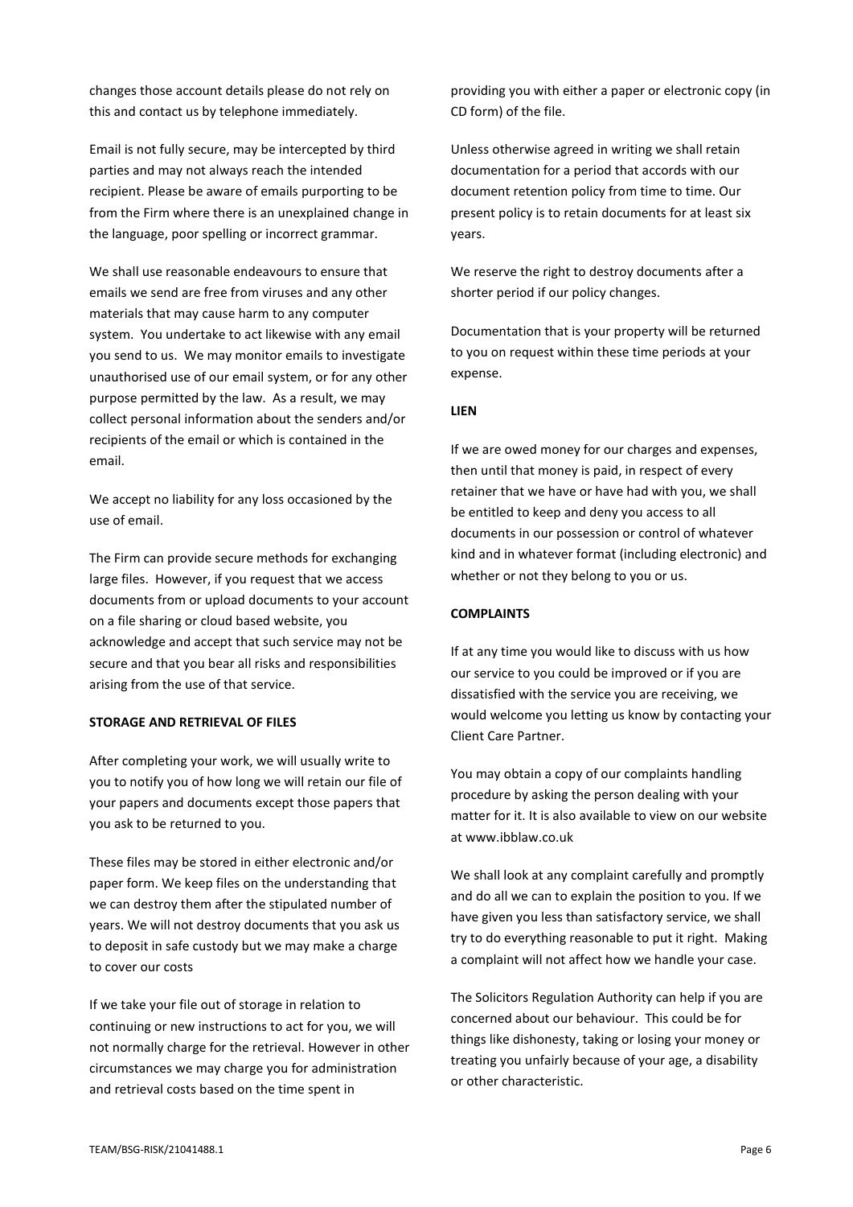changes those account details please do not rely on this and contact us by telephone immediately.

Email is not fully secure, may be intercepted by third parties and may not always reach the intended recipient. Please be aware of emails purporting to be from the Firm where there is an unexplained change in the language, poor spelling or incorrect grammar.

We shall use reasonable endeavours to ensure that emails we send are free from viruses and any other materials that may cause harm to any computer system. You undertake to act likewise with any email you send to us. We may monitor emails to investigate unauthorised use of our email system, or for any other purpose permitted by the law. As a result, we may collect personal information about the senders and/or recipients of the email or which is contained in the email.

We accept no liability for any loss occasioned by the use of email.

The Firm can provide secure methods for exchanging large files. However, if you request that we access documents from or upload documents to your account on a file sharing or cloud based website, you acknowledge and accept that such service may not be secure and that you bear all risks and responsibilities arising from the use of that service.

**STORAGE AND RETRIEVAL OF FILES**

After completing your work, we will usually write to you to notify you of how long we will retain our file of your papers and documents except those papers that you ask to be returned to you.

These files may be stored in either electronic and/or paper form. We keep files on the understanding that we can destroy them after the stipulated number of years. We will not destroy documents that you ask us to deposit in safe custody but we may make a charge to cover our costs

If we take your file out of storage in relation to continuing or new instructions to act for you, we will not normally charge for the retrieval. However in other circumstances we may charge you for administration and retrieval costs based on the time spent in providing you with either a paper or electronic copy (in CD form) of the file.

Unless otherwise agreed in writing we shall retain documentation for a period that accords with our document retention policy from time to time. Our present policy is to retain documents for at least six years.

We reserve the right to destroy documents after a shorter period if our policy changes.

Documentation that is your property will be returned to you on request within these time periods at your expense.

**LIEN**

If we are owed money for our charges and expenses, then until that money is paid, in respect of every retainer that we have or have had with you, we shall be entitled to keep and deny you access to all documents in our possession or control of whatever kind and in whatever format (including electronic) and whether or not they belong to you or us.

**COMPLAINTS**

If at any time you would like to discuss with us how our service to you could be improved or if you are dissatisfied with the service you are receiving, we would welcome you letting us know by contacting your Client Care Partner.

You may obtain a copy of our complaints handling procedure by asking the person dealing with your matter for it. It is also available to view on our website at www.ibblaw.co.uk

We shall look at any complaint carefully and promptly and do all we can to explain the position to you. If we have given you less than satisfactory service, we shall try to do everything reasonable to put it right. Making a complaint will not affect how we handle your case.

The Solicitors Regulation Authority can help if you are concerned about our behaviour. This could be for things like dishonesty, taking or losing your money or treating you unfairly because of your age, a disability or other characteristic.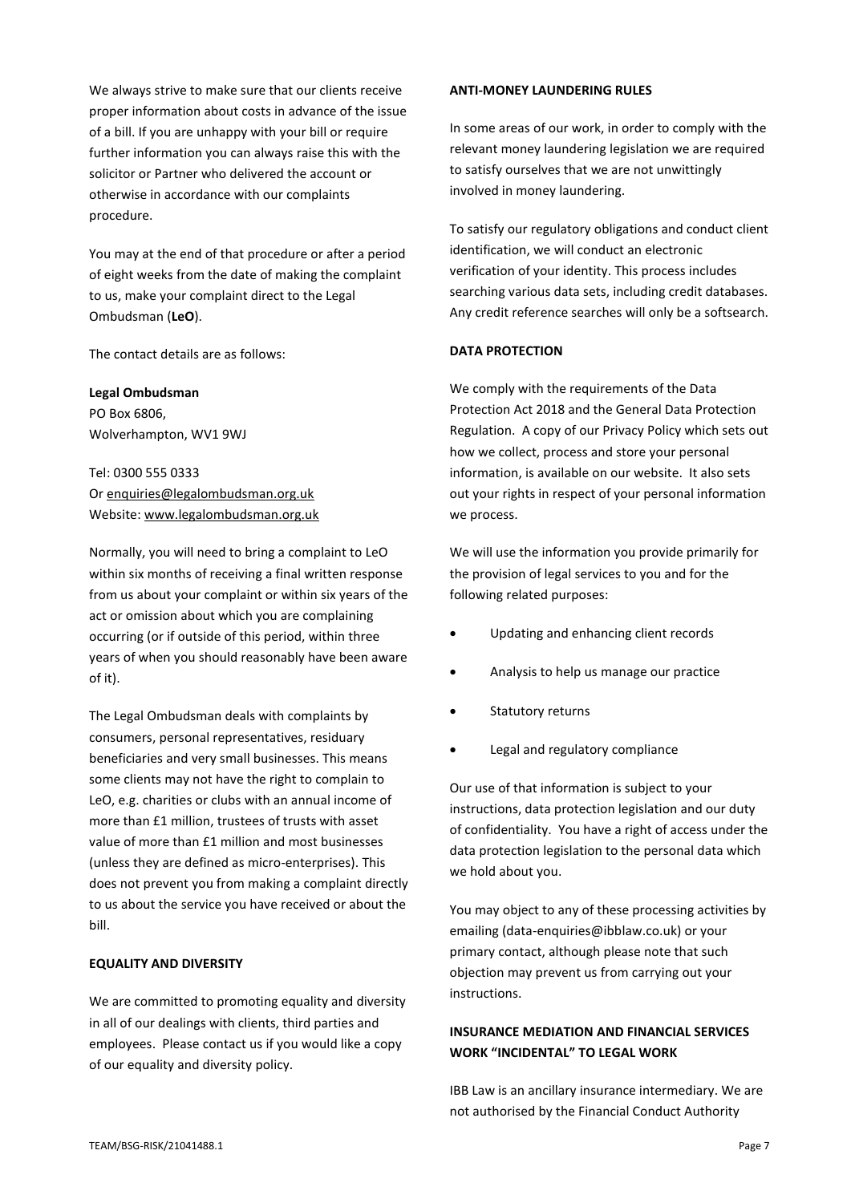We always strive to make sure that our clients receive proper information about costs in advance of the issue of a bill. If you are unhappy with your bill or require further information you can always raise this with the solicitor or Partner who delivered the account or otherwise in accordance with our complaints procedure.

You may at the end of that procedure or after a period of eight weeks from the date of making the complaint to us, make your complaint direct to the Legal Ombudsman (**LeO**).

The contact details are as follows:

**Legal Ombudsman**
PO Box 6806,
Wolverhampton, WV1 9WJ

Tel: 0300 555 0333
Or enquiries@legalombudsman.org.uk
Website: www.legalombudsman.org.uk

Normally, you will need to bring a complaint to LeO within six months of receiving a final written response from us about your complaint or within six years of the act or omission about which you are complaining occurring (or if outside of this period, within three years of when you should reasonably have been aware of it).

The Legal Ombudsman deals with complaints by consumers, personal representatives, residuary beneficiaries and very small businesses. This means some clients may not have the right to complain to LeO, e.g. charities or clubs with an annual income of more than £1 million, trustees of trusts with asset value of more than £1 million and most businesses (unless they are defined as micro-enterprises). This does not prevent you from making a complaint directly to us about the service you have received or about the bill.

**EQUALITY AND DIVERSITY**

We are committed to promoting equality and diversity in all of our dealings with clients, third parties and employees. Please contact us if you would like a copy of our equality and diversity policy.

**ANTI-MONEY LAUNDERING RULES**

In some areas of our work, in order to comply with the relevant money laundering legislation we are required to satisfy ourselves that we are not unwittingly involved in money laundering.

To satisfy our regulatory obligations and conduct client identification, we will conduct an electronic verification of your identity. This process includes searching various data sets, including credit databases. Any credit reference searches will only be a softsearch.

**DATA PROTECTION**

We comply with the requirements of the Data Protection Act 2018 and the General Data Protection Regulation. A copy of our Privacy Policy which sets out how we collect, process and store your personal information, is available on our website. It also sets out your rights in respect of your personal information we process.

We will use the information you provide primarily for the provision of legal services to you and for the following related purposes:

- Updating and enhancing client records
- Analysis to help us manage our practice
- Statutory returns
- Legal and regulatory compliance

Our use of that information is subject to your instructions, data protection legislation and our duty of confidentiality. You have a right of access under the data protection legislation to the personal data which we hold about you.

You may object to any of these processing activities by emailing (data-enquiries@ibblaw.co.uk) or your primary contact, although please note that such objection may prevent us from carrying out your instructions.

**INSURANCE MEDIATION AND FINANCIAL SERVICES WORK "INCIDENTAL" TO LEGAL WORK**

IBB Law is an ancillary insurance intermediary. We are not authorised by the Financial Conduct Authority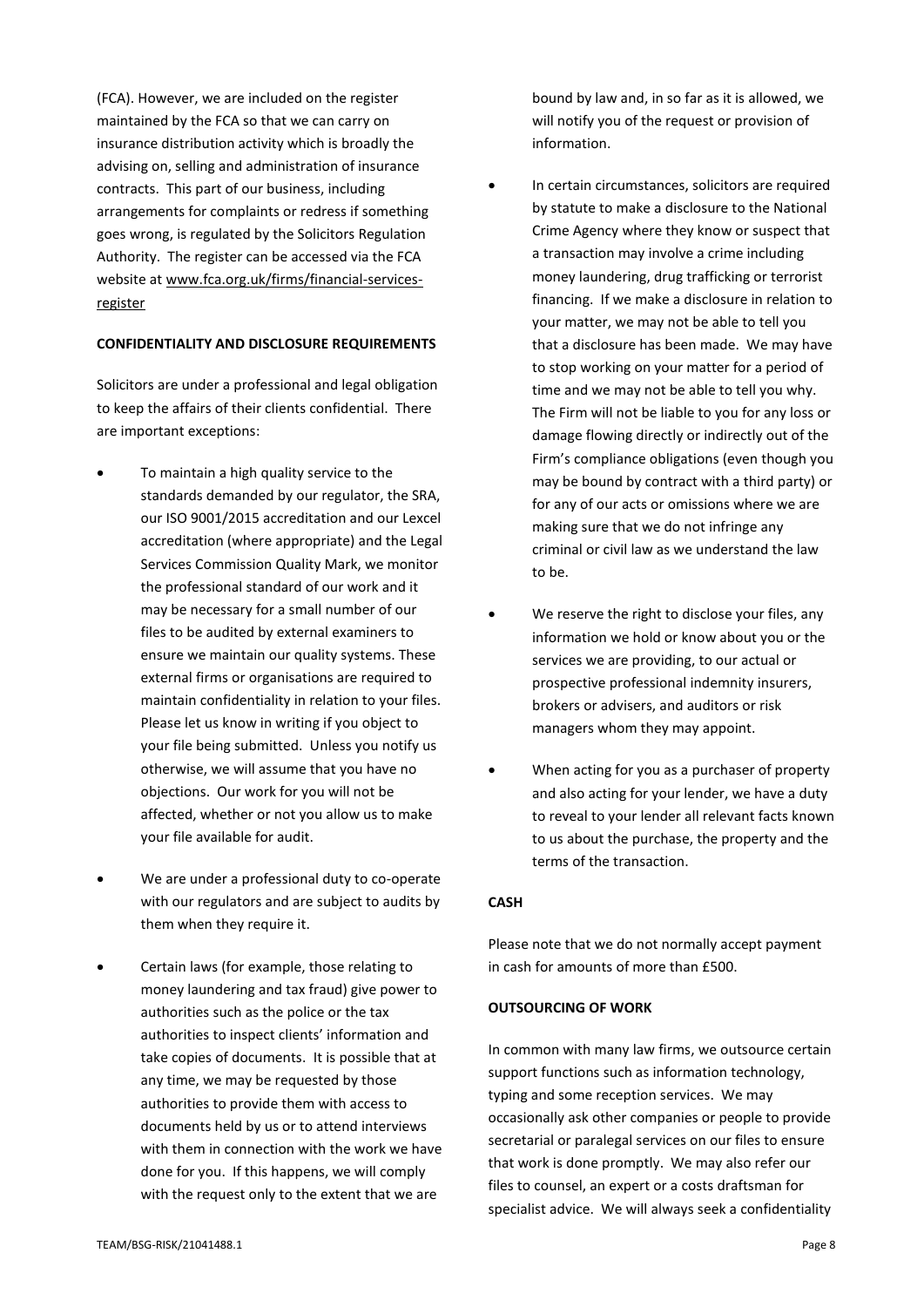(FCA). However, we are included on the register maintained by the FCA so that we can carry on insurance distribution activity which is broadly the advising on, selling and administration of insurance contracts. This part of our business, including arrangements for complaints or redress if something goes wrong, is regulated by the Solicitors Regulation Authority. The register can be accessed via the FCA website at www.fca.org.uk/firms/financial-services-register

**CONFIDENTIALITY AND DISCLOSURE REQUIREMENTS**

Solicitors are under a professional and legal obligation to keep the affairs of their clients confidential. There are important exceptions:

- To maintain a high quality service to the standards demanded by our regulator, the SRA, our ISO 9001/2015 accreditation and our Lexcel accreditation (where appropriate) and the Legal Services Commission Quality Mark, we monitor the professional standard of our work and it may be necessary for a small number of our files to be audited by external examiners to ensure we maintain our quality systems. These external firms or organisations are required to maintain confidentiality in relation to your files. Please let us know in writing if you object to your file being submitted. Unless you notify us otherwise, we will assume that you have no objections. Our work for you will not be affected, whether or not you allow us to make your file available for audit.

- We are under a professional duty to co-operate with our regulators and are subject to audits by them when they require it.

- Certain laws (for example, those relating to money laundering and tax fraud) give power to authorities such as the police or the tax authorities to inspect clients' information and take copies of documents. It is possible that at any time, we may be requested by those authorities to provide them with access to documents held by us or to attend interviews with them in connection with the work we have done for you. If this happens, we will comply with the request only to the extent that we are bound by law and, in so far as it is allowed, we will notify you of the request or provision of information.

- In certain circumstances, solicitors are required by statute to make a disclosure to the National Crime Agency where they know or suspect that a transaction may involve a crime including money laundering, drug trafficking or terrorist financing. If we make a disclosure in relation to your matter, we may not be able to tell you that a disclosure has been made. We may have to stop working on your matter for a period of time and we may not be able to tell you why. The Firm will not be liable to you for any loss or damage flowing directly or indirectly out of the Firm's compliance obligations (even though you may be bound by contract with a third party) or for any of our acts or omissions where we are making sure that we do not infringe any criminal or civil law as we understand the law to be.

- We reserve the right to disclose your files, any information we hold or know about you or the services we are providing, to our actual or prospective professional indemnity insurers, brokers or advisers, and auditors or risk managers whom they may appoint.

- When acting for you as a purchaser of property and also acting for your lender, we have a duty to reveal to your lender all relevant facts known to us about the purchase, the property and the terms of the transaction.

**CASH**

Please note that we do not normally accept payment in cash for amounts of more than £500.

**OUTSOURCING OF WORK**

In common with many law firms, we outsource certain support functions such as information technology, typing and some reception services. We may occasionally ask other companies or people to provide secretarial or paralegal services on our files to ensure that work is done promptly. We may also refer our files to counsel, an expert or a costs draftsman for specialist advice. We will always seek a confidentiality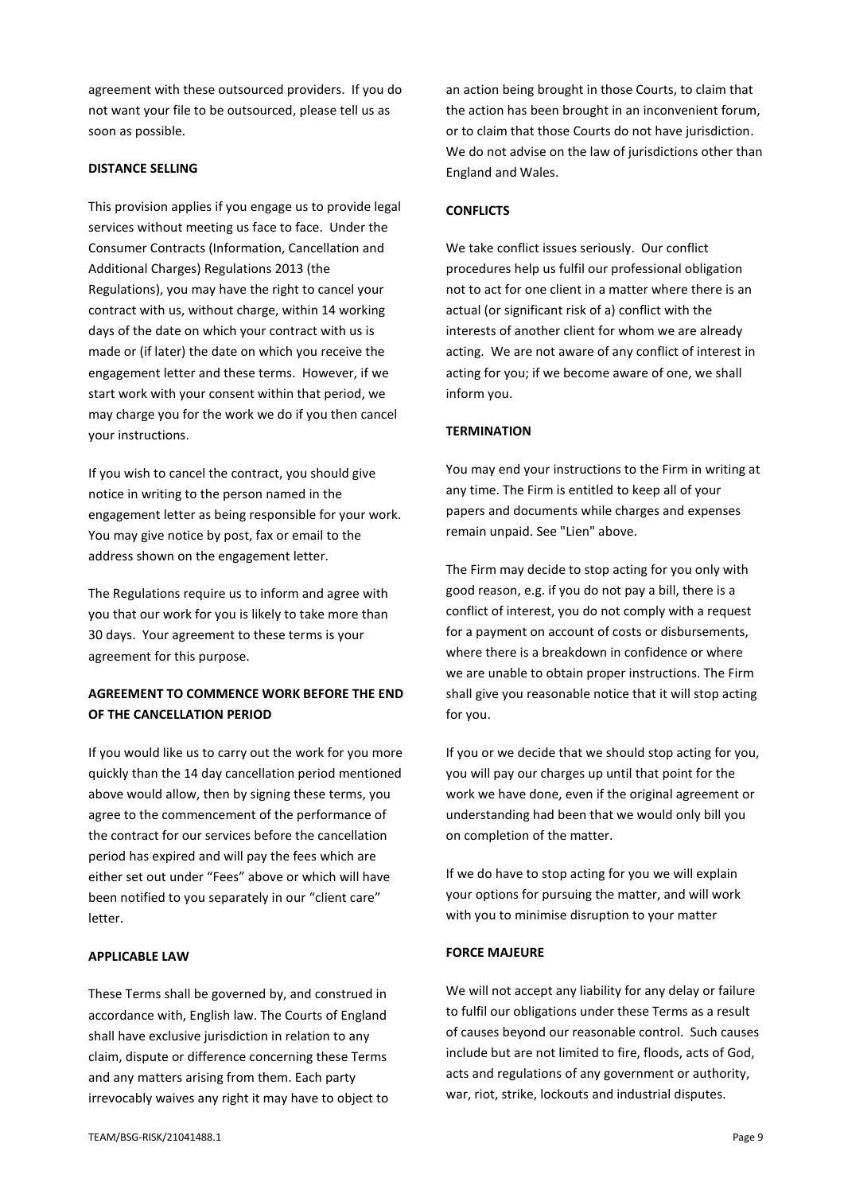agreement with these outsourced providers. If you do not want your file to be outsourced, please tell us as soon as possible.

**DISTANCE SELLING**

This provision applies if you engage us to provide legal services without meeting us face to face. Under the Consumer Contracts (Information, Cancellation and Additional Charges) Regulations 2013 (the Regulations), you may have the right to cancel your contract with us, without charge, within 14 working days of the date on which your contract with us is made or (if later) the date on which you receive the engagement letter and these terms. However, if we start work with your consent within that period, we may charge you for the work we do if you then cancel your instructions.

If you wish to cancel the contract, you should give notice in writing to the person named in the engagement letter as being responsible for your work. You may give notice by post, fax or email to the address shown on the engagement letter.

The Regulations require us to inform and agree with you that our work for you is likely to take more than 30 days. Your agreement to these terms is your agreement for this purpose.

**AGREEMENT TO COMMENCE WORK BEFORE THE END OF THE CANCELLATION PERIOD**

If you would like us to carry out the work for you more quickly than the 14 day cancellation period mentioned above would allow, then by signing these terms, you agree to the commencement of the performance of the contract for our services before the cancellation period has expired and will pay the fees which are either set out under "Fees" above or which will have been notified to you separately in our "client care" letter.

**APPLICABLE LAW**

These Terms shall be governed by, and construed in accordance with, English law. The Courts of England shall have exclusive jurisdiction in relation to any claim, dispute or difference concerning these Terms and any matters arising from them. Each party irrevocably waives any right it may have to object to an action being brought in those Courts, to claim that the action has been brought in an inconvenient forum, or to claim that those Courts do not have jurisdiction. We do not advise on the law of jurisdictions other than England and Wales.

**CONFLICTS**

We take conflict issues seriously. Our conflict procedures help us fulfil our professional obligation not to act for one client in a matter where there is an actual (or significant risk of a) conflict with the interests of another client for whom we are already acting. We are not aware of any conflict of interest in acting for you; if we become aware of one, we shall inform you.

**TERMINATION**

You may end your instructions to the Firm in writing at any time. The Firm is entitled to keep all of your papers and documents while charges and expenses remain unpaid. See "Lien" above.

The Firm may decide to stop acting for you only with good reason, e.g. if you do not pay a bill, there is a conflict of interest, you do not comply with a request for a payment on account of costs or disbursements, where there is a breakdown in confidence or where we are unable to obtain proper instructions. The Firm shall give you reasonable notice that it will stop acting for you.

If you or we decide that we should stop acting for you, you will pay our charges up until that point for the work we have done, even if the original agreement or understanding had been that we would only bill you on completion of the matter.

If we do have to stop acting for you we will explain your options for pursuing the matter, and will work with you to minimise disruption to your matter

**FORCE MAJEURE**

We will not accept any liability for any delay or failure to fulfil our obligations under these Terms as a result of causes beyond our reasonable control. Such causes include but are not limited to fire, floods, acts of God, acts and regulations of any government or authority, war, riot, strike, lockouts and industrial disputes.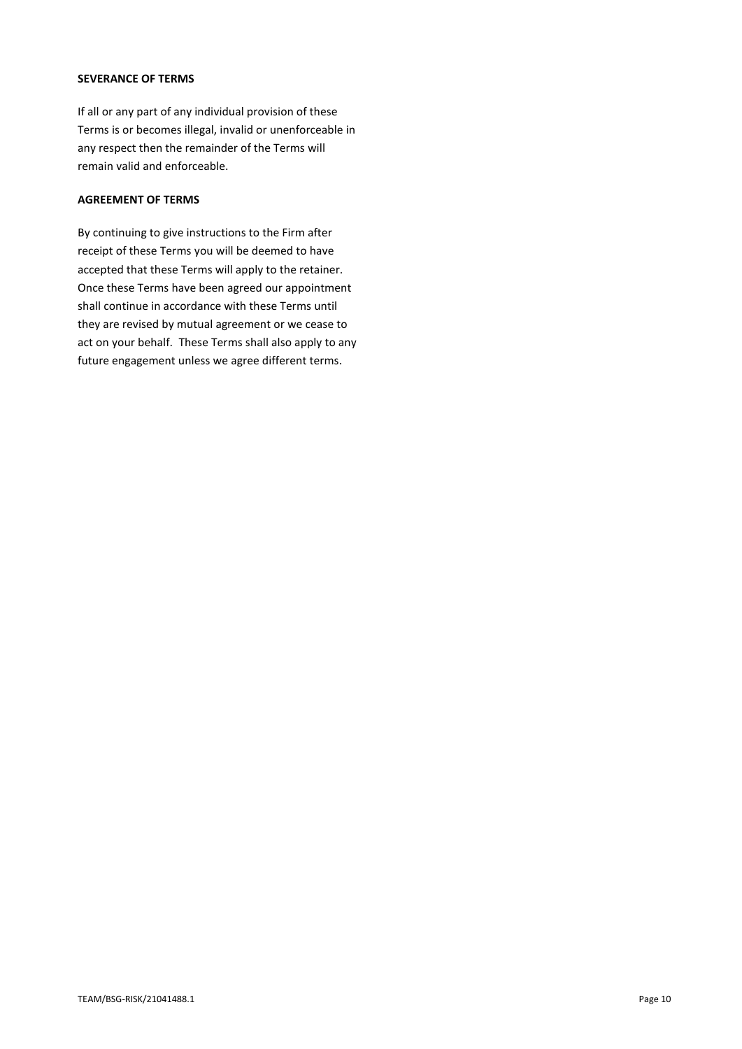**SEVERANCE OF TERMS**

If all or any part of any individual provision of these Terms is or becomes illegal, invalid or unenforceable in any respect then the remainder of the Terms will remain valid and enforceable.

**AGREEMENT OF TERMS**

By continuing to give instructions to the Firm after receipt of these Terms you will be deemed to have accepted that these Terms will apply to the retainer. Once these Terms have been agreed our appointment shall continue in accordance with these Terms until they are revised by mutual agreement or we cease to act on your behalf. These Terms shall also apply to any future engagement unless we agree different terms.